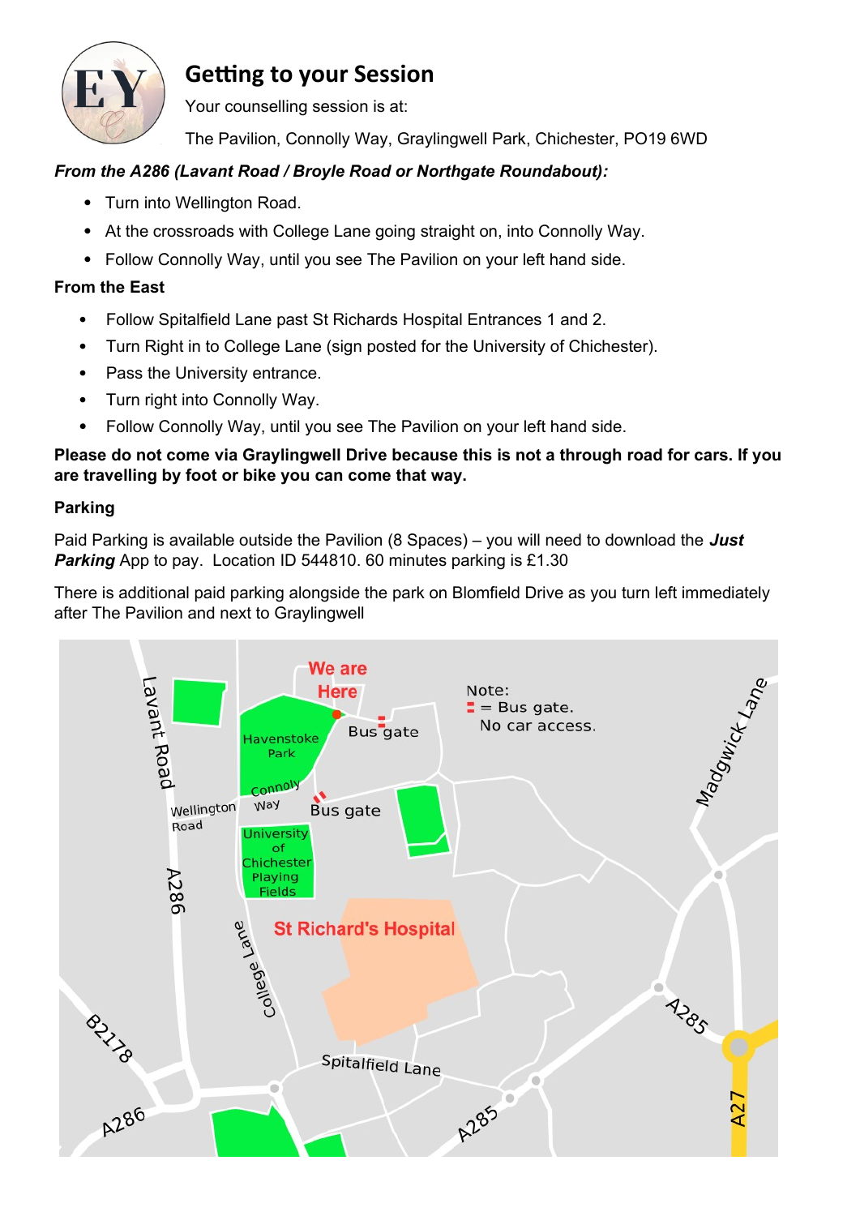## Getting to your Session

Your counselling session is at:

The Pavilion, Connolly Way, Graylingwell Park, Chichester, PO19 6WD

***From the A286 (Lavant Road / Broyle Road or Northgate Roundabout):***

- Turn into Wellington Road.
- At the crossroads with College Lane going straight on, into Connolly Way.
- Follow Connolly Way, until you see The Pavilion on your left hand side.

**From the East**

- Follow Spitalfield Lane past St Richards Hospital Entrances 1 and 2.
- Turn Right in to College Lane (sign posted for the University of Chichester).
- Pass the University entrance.
- Turn right into Connolly Way.
- Follow Connolly Way, until you see The Pavilion on your left hand side.

**Please do not come via Graylingwell Drive because this is not a through road for cars. If you are travelling by foot or bike you can come that way.**

**Parking**

Paid Parking is available outside the Pavilion (8 Spaces) – you will need to download the ***Just Parking*** App to pay. Location ID 544810. 60 minutes parking is £1.30

There is additional paid parking alongside the park on Blomfield Drive as you turn left immediately after The Pavilion and next to Graylingwell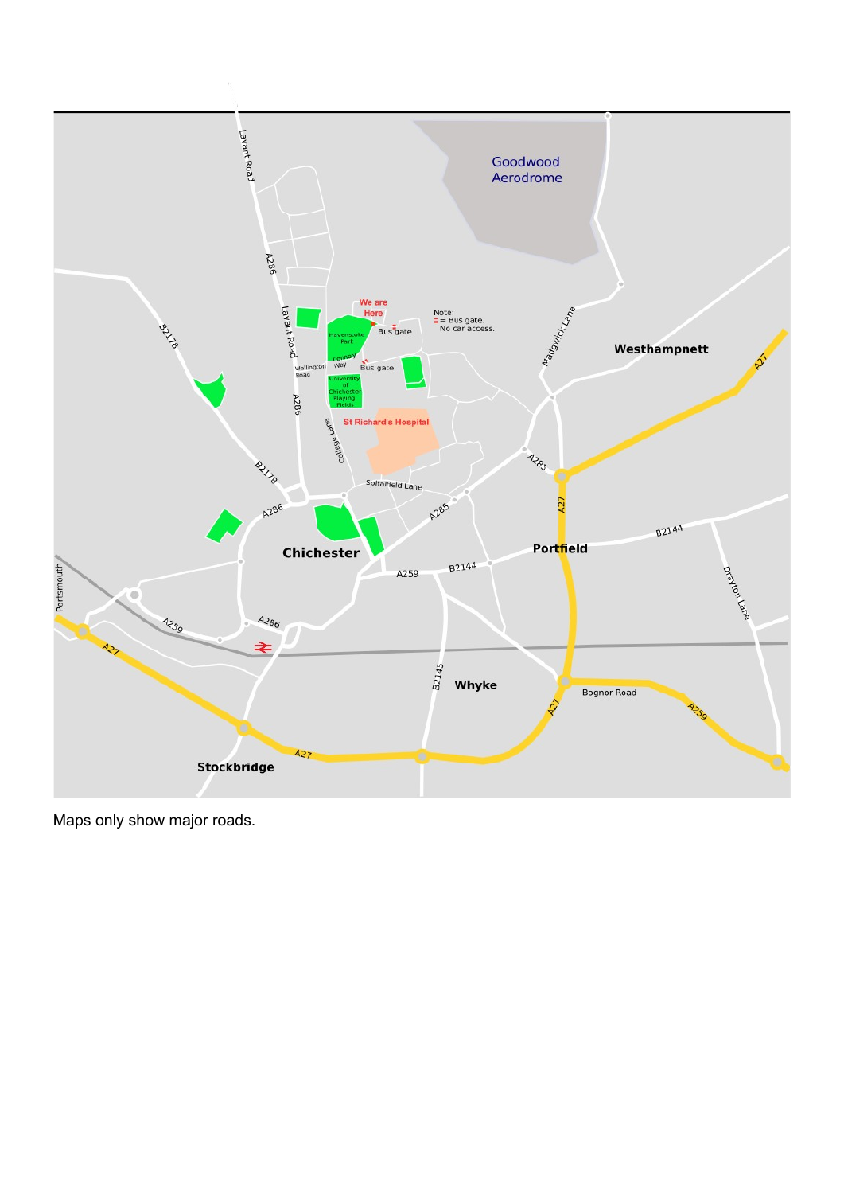Goodwood Aerodrome

Lavant Road

A286

Lavant Road

We are Here

Note:
= Bus gate.
No car access.

Bus gate

Havenstoke Park

Wellington Road

Conroy Way

Bus gate

University of Chichester Playing Fields

A286

College Lane

St Richard's Hospital

Madgwick Lane

Westhampnett

A27

B2178

B2178

A286

Spitalfield Lane

A285

A285

A27

Chichester

Portfield

B2144

Drayton Lane

Portsmouth

A259

B2144

A259

A286

A27

B2145

Whyke

Bognor Road

A259

A27

A27

Stockbridge

Maps only show major roads.